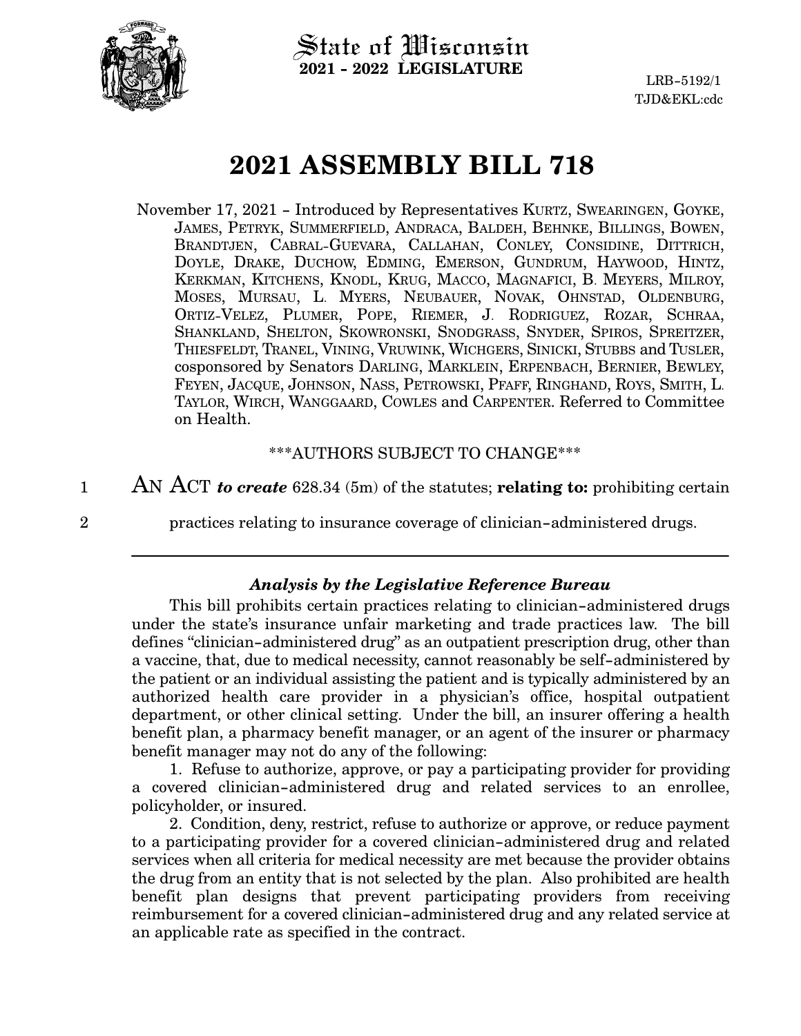State of Wisconsin
**2021 - 2022 LEGISLATURE**

LRB-5192/1
TJD&EKL:cdc

# 2021 ASSEMBLY BILL 718

November 17, 2021 - Introduced by Representatives KURTZ, SWEARINGEN, GOYKE, JAMES, PETRYK, SUMMERFIELD, ANDRACA, BALDEH, BEHNKE, BILLINGS, BOWEN, BRANDTJEN, CABRAL-GUEVARA, CALLAHAN, CONLEY, CONSIDINE, DITTRICH, DOYLE, DRAKE, DUCHOW, EDMING, EMERSON, GUNDRUM, HAYWOOD, HINTZ, KERKMAN, KITCHENS, KNODL, KRUG, MACCO, MAGNAFICI, B. MEYERS, MILROY, MOSES, MURSAU, L. MYERS, NEUBAUER, NOVAK, OHNSTAD, OLDENBURG, ORTIZ-VELEZ, PLUMER, POPE, RIEMER, J. RODRIGUEZ, ROZAR, SCHRAA, SHANKLAND, SHELTON, SKOWRONSKI, SNODGRASS, SNYDER, SPIROS, SPREITZER, THIESFELDT, TRANEL, VINING, VRUWINK, WICHGERS, SINICKI, STUBBS and TUSLER, cosponsored by Senators DARLING, MARKLEIN, ERPENBACH, BERNIER, BEWLEY, FEYEN, JACQUE, JOHNSON, NASS, PETROWSKI, PFAFF, RINGHAND, ROYS, SMITH, L. TAYLOR, WIRCH, WANGGAARD, COWLES and CARPENTER. Referred to Committee on Health.

\*\*\*AUTHORS SUBJECT TO CHANGE\*\*\*

1 AN ACT ***to create*** 628.34 (5m) of the statutes; **relating to:** prohibiting certain
2 practices relating to insurance coverage of clinician-administered drugs.

---

### *Analysis by the Legislative Reference Bureau*

This bill prohibits certain practices relating to clinician-administered drugs under the state's insurance unfair marketing and trade practices law. The bill defines "clinician-administered drug" as an outpatient prescription drug, other than a vaccine, that, due to medical necessity, cannot reasonably be self-administered by the patient or an individual assisting the patient and is typically administered by an authorized health care provider in a physician's office, hospital outpatient department, or other clinical setting. Under the bill, an insurer offering a health benefit plan, a pharmacy benefit manager, or an agent of the insurer or pharmacy benefit manager may not do any of the following:

1. Refuse to authorize, approve, or pay a participating provider for providing a covered clinician-administered drug and related services to an enrollee, policyholder, or insured.

2. Condition, deny, restrict, refuse to authorize or approve, or reduce payment to a participating provider for a covered clinician-administered drug and related services when all criteria for medical necessity are met because the provider obtains the drug from an entity that is not selected by the plan. Also prohibited are health benefit plan designs that prevent participating providers from receiving reimbursement for a covered clinician-administered drug and any related service at an applicable rate as specified in the contract.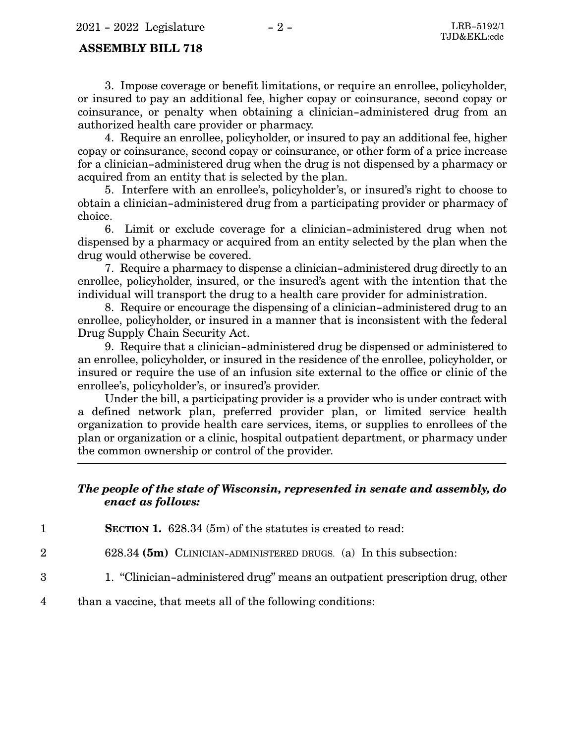3. Impose coverage or benefit limitations, or require an enrollee, policyholder, or insured to pay an additional fee, higher copay or coinsurance, second copay or coinsurance, or penalty when obtaining a clinician-administered drug from an authorized health care provider or pharmacy.

4. Require an enrollee, policyholder, or insured to pay an additional fee, higher copay or coinsurance, second copay or coinsurance, or other form of a price increase for a clinician-administered drug when the drug is not dispensed by a pharmacy or acquired from an entity that is selected by the plan.

5. Interfere with an enrollee's, policyholder's, or insured's right to choose to obtain a clinician-administered drug from a participating provider or pharmacy of choice.

6. Limit or exclude coverage for a clinician-administered drug when not dispensed by a pharmacy or acquired from an entity selected by the plan when the drug would otherwise be covered.

7. Require a pharmacy to dispense a clinician-administered drug directly to an enrollee, policyholder, insured, or the insured's agent with the intention that the individual will transport the drug to a health care provider for administration.

8. Require or encourage the dispensing of a clinician-administered drug to an enrollee, policyholder, or insured in a manner that is inconsistent with the federal Drug Supply Chain Security Act.

9. Require that a clinician-administered drug be dispensed or administered to an enrollee, policyholder, or insured in the residence of the enrollee, policyholder, or insured or require the use of an infusion site external to the office or clinic of the enrollee's, policyholder's, or insured's provider.

Under the bill, a participating provider is a provider who is under contract with a defined network plan, preferred provider plan, or limited service health organization to provide health care services, items, or supplies to enrollees of the plan or organization or a clinic, hospital outpatient department, or pharmacy under the common ownership or control of the provider.

---

***The people of the state of Wisconsin, represented in senate and assembly, do enact as follows:***

**SECTION 1.** 628.34 (5m) of the statutes is created to read:

628.34 **(5m)** CLINICIAN-ADMINISTERED DRUGS. (a) In this subsection:

1. "Clinician-administered drug" means an outpatient prescription drug, other than a vaccine, that meets all of the following conditions: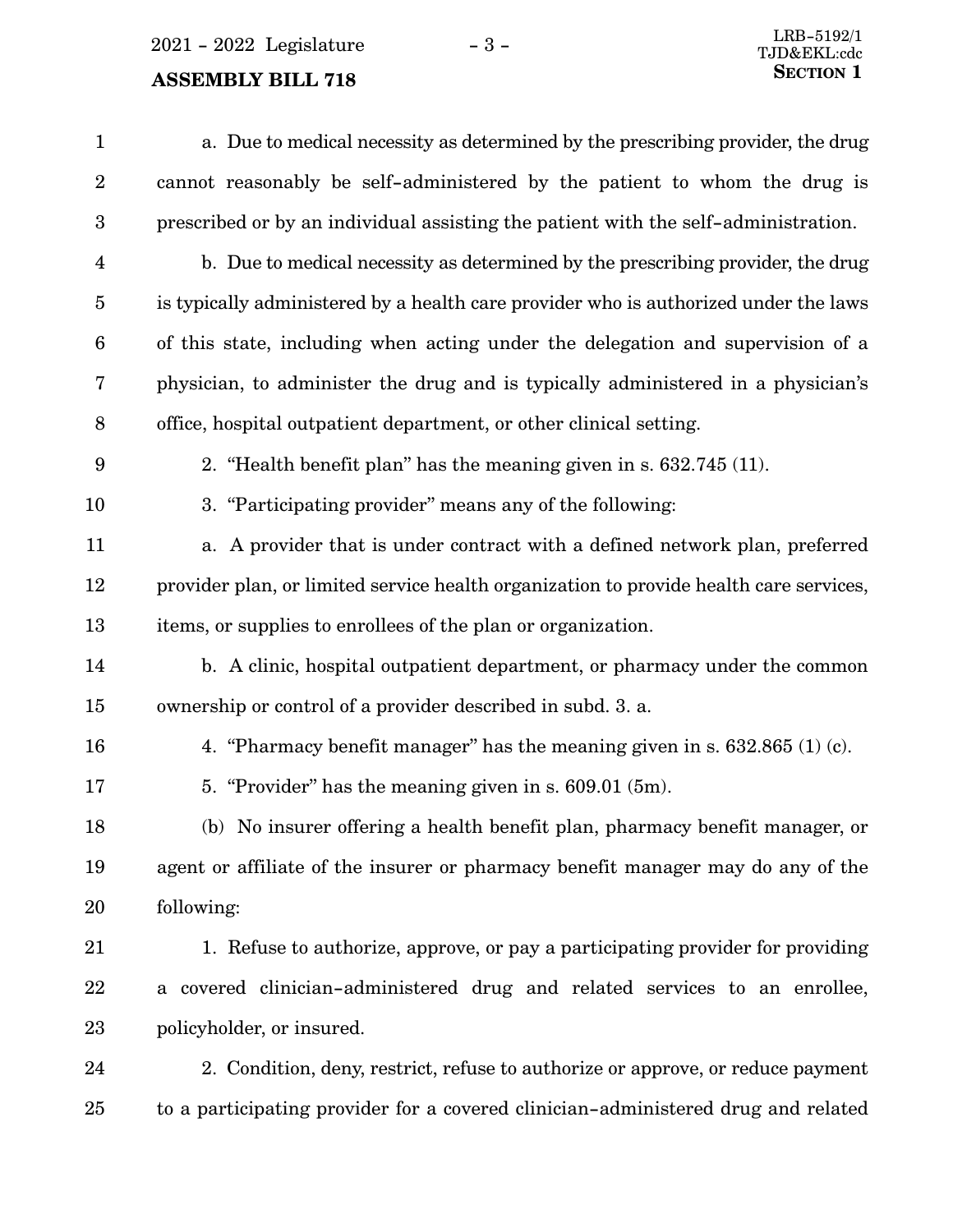a. Due to medical necessity as determined by the prescribing provider, the drug cannot reasonably be self-administered by the patient to whom the drug is prescribed or by an individual assisting the patient with the self-administration.

b. Due to medical necessity as determined by the prescribing provider, the drug is typically administered by a health care provider who is authorized under the laws of this state, including when acting under the delegation and supervision of a physician, to administer the drug and is typically administered in a physician's office, hospital outpatient department, or other clinical setting.

2. "Health benefit plan" has the meaning given in s. 632.745 (11).

3. "Participating provider" means any of the following:

a. A provider that is under contract with a defined network plan, preferred provider plan, or limited service health organization to provide health care services, items, or supplies to enrollees of the plan or organization.

b. A clinic, hospital outpatient department, or pharmacy under the common ownership or control of a provider described in subd. 3. a.

4. "Pharmacy benefit manager" has the meaning given in s. 632.865 (1) (c).

5. "Provider" has the meaning given in s. 609.01 (5m).

(b) No insurer offering a health benefit plan, pharmacy benefit manager, or agent or affiliate of the insurer or pharmacy benefit manager may do any of the following:

1. Refuse to authorize, approve, or pay a participating provider for providing a covered clinician-administered drug and related services to an enrollee, policyholder, or insured.

2. Condition, deny, restrict, refuse to authorize or approve, or reduce payment to a participating provider for a covered clinician-administered drug and related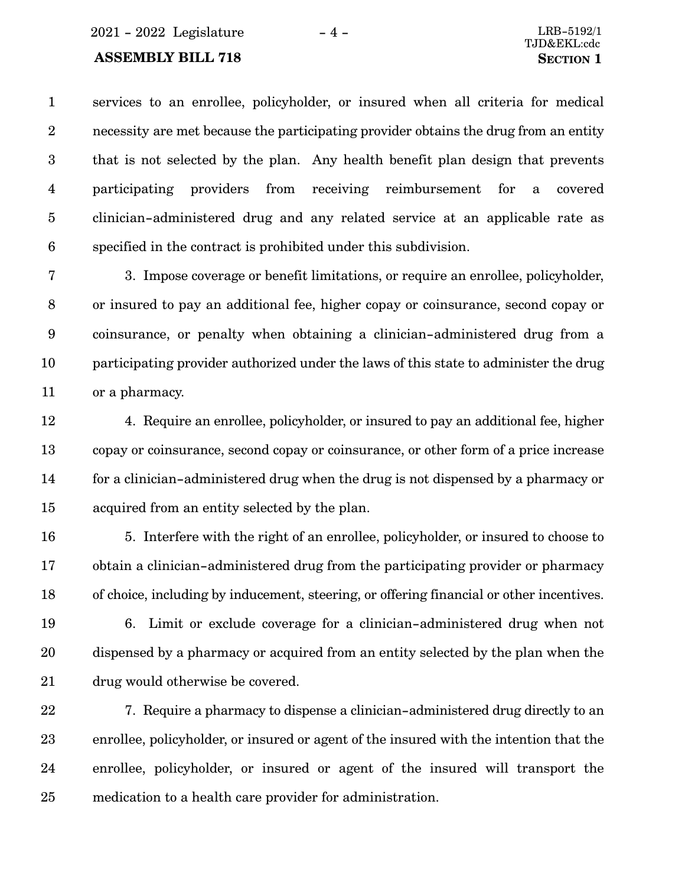services to an enrollee, policyholder, or insured when all criteria for medical necessity are met because the participating provider obtains the drug from an entity that is not selected by the plan. Any health benefit plan design that prevents participating providers from receiving reimbursement for a covered clinician-administered drug and any related service at an applicable rate as specified in the contract is prohibited under this subdivision.

3. Impose coverage or benefit limitations, or require an enrollee, policyholder, or insured to pay an additional fee, higher copay or coinsurance, second copay or coinsurance, or penalty when obtaining a clinician-administered drug from a participating provider authorized under the laws of this state to administer the drug or a pharmacy.

4. Require an enrollee, policyholder, or insured to pay an additional fee, higher copay or coinsurance, second copay or coinsurance, or other form of a price increase for a clinician-administered drug when the drug is not dispensed by a pharmacy or acquired from an entity selected by the plan.

5. Interfere with the right of an enrollee, policyholder, or insured to choose to obtain a clinician-administered drug from the participating provider or pharmacy of choice, including by inducement, steering, or offering financial or other incentives.

6. Limit or exclude coverage for a clinician-administered drug when not dispensed by a pharmacy or acquired from an entity selected by the plan when the drug would otherwise be covered.

7. Require a pharmacy to dispense a clinician-administered drug directly to an enrollee, policyholder, or insured or agent of the insured with the intention that the enrollee, policyholder, or insured or agent of the insured will transport the medication to a health care provider for administration.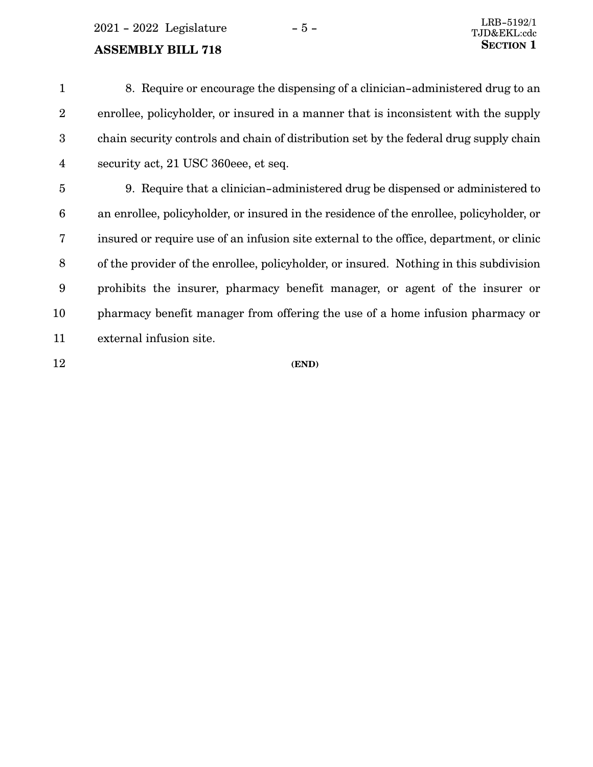8. Require or encourage the dispensing of a clinician-administered drug to an enrollee, policyholder, or insured in a manner that is inconsistent with the supply chain security controls and chain of distribution set by the federal drug supply chain security act, 21 USC 360eee, et seq.

9. Require that a clinician-administered drug be dispensed or administered to an enrollee, policyholder, or insured in the residence of the enrollee, policyholder, or insured or require use of an infusion site external to the office, department, or clinic of the provider of the enrollee, policyholder, or insured. Nothing in this subdivision prohibits the insurer, pharmacy benefit manager, or agent of the insurer or pharmacy benefit manager from offering the use of a home infusion pharmacy or external infusion site.

**(END)**